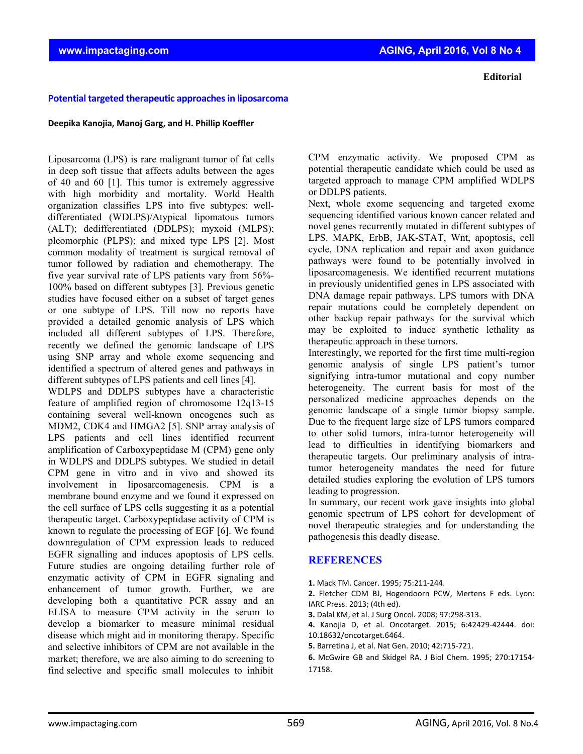**Editorial**

# Potential targeted therapeutic approaches in liposarcoma

**Deepika Kanojia, Manoj Garg, and H. Phillip Koeffler**

Liposarcoma (LPS) is rare malignant tumor of fat cells in deep soft tissue that affects adults between the ages of 40 and 60 [1]. This tumor is extremely aggressive with high morbidity and mortality. World Health organization classifies LPS into five subtypes: well-differentiated (WDLPS)/Atypical lipomatous tumors (ALT); dedifferentiated (DDLPS); myxoid (MLPS); pleomorphic (PLPS); and mixed type LPS [2]. Most common modality of treatment is surgical removal of tumor followed by radiation and chemotherapy. The five year survival rate of LPS patients vary from 56%-100% based on different subtypes [3]. Previous genetic studies have focused either on a subset of target genes or one subtype of LPS. Till now no reports have provided a detailed genomic analysis of LPS which included all different subtypes of LPS. Therefore, recently we defined the genomic landscape of LPS using SNP array and whole exome sequencing and identified a spectrum of altered genes and pathways in different subtypes of LPS patients and cell lines [4].

WDLPS and DDLPS subtypes have a characteristic feature of amplified region of chromosome 12q13-15 containing several well-known oncogenes such as MDM2, CDK4 and HMGA2 [5]. SNP array analysis of LPS patients and cell lines identified recurrent amplification of Carboxypeptidase M (CPM) gene only in WDLPS and DDLPS subtypes. We studied in detail CPM gene in vitro and in vivo and showed its involvement in liposarcomagenesis. CPM is a membrane bound enzyme and we found it expressed on the cell surface of LPS cells suggesting it as a potential therapeutic target. Carboxypeptidase activity of CPM is known to regulate the processing of EGF [6]. We found downregulation of CPM expression leads to reduced EGFR signalling and induces apoptosis of LPS cells. Future studies are ongoing detailing further role of enzymatic activity of CPM in EGFR signaling and enhancement of tumor growth. Further, we are developing both a quantitative PCR assay and an ELISA to measure CPM activity in the serum to develop a biomarker to measure minimal residual disease which might aid in monitoring therapy. Specific and selective inhibitors of CPM are not available in the market; therefore, we are also aiming to do screening to find selective and specific small molecules to inhibit CPM enzymatic activity. We proposed CPM as potential therapeutic candidate which could be used as targeted approach to manage CPM amplified WDLPS or DDLPS patients.

Next, whole exome sequencing and targeted exome sequencing identified various known cancer related and novel genes recurrently mutated in different subtypes of LPS. MAPK, ErbB, JAK-STAT, Wnt, apoptosis, cell cycle, DNA replication and repair and axon guidance pathways were found to be potentially involved in liposarcomagenesis. We identified recurrent mutations in previously unidentified genes in LPS associated with DNA damage repair pathways. LPS tumors with DNA repair mutations could be completely dependent on other backup repair pathways for the survival which may be exploited to induce synthetic lethality as therapeutic approach in these tumors.

Interestingly, we reported for the first time multi-region genomic analysis of single LPS patient's tumor signifying intra-tumor mutational and copy number heterogeneity. The current basis for most of the personalized medicine approaches depends on the genomic landscape of a single tumor biopsy sample. Due to the frequent large size of LPS tumors compared to other solid tumors, intra-tumor heterogeneity will lead to difficulties in identifying biomarkers and therapeutic targets. Our preliminary analysis of intra-tumor heterogeneity mandates the need for future detailed studies exploring the evolution of LPS tumors leading to progression.

In summary, our recent work gave insights into global genomic spectrum of LPS cohort for development of novel therapeutic strategies and for understanding the pathogenesis this deadly disease.

## REFERENCES

**1.** Mack TM. Cancer. 1995; 75:211-244.

**2.** Fletcher CDM BJ, Hogendoorn PCW, Mertens F eds. Lyon: IARC Press. 2013; (4th ed).

**3.** Dalal KM, et al. J Surg Oncol. 2008; 97:298-313.

**4.** Kanojia D, et al. Oncotarget. 2015; 6:42429-42444. doi: 10.18632/oncotarget.6464.

**5.** Barretina J, et al. Nat Gen. 2010; 42:715-721.

**6.** McGwire GB and Skidgel RA. J Biol Chem. 1995; 270:17154-17158.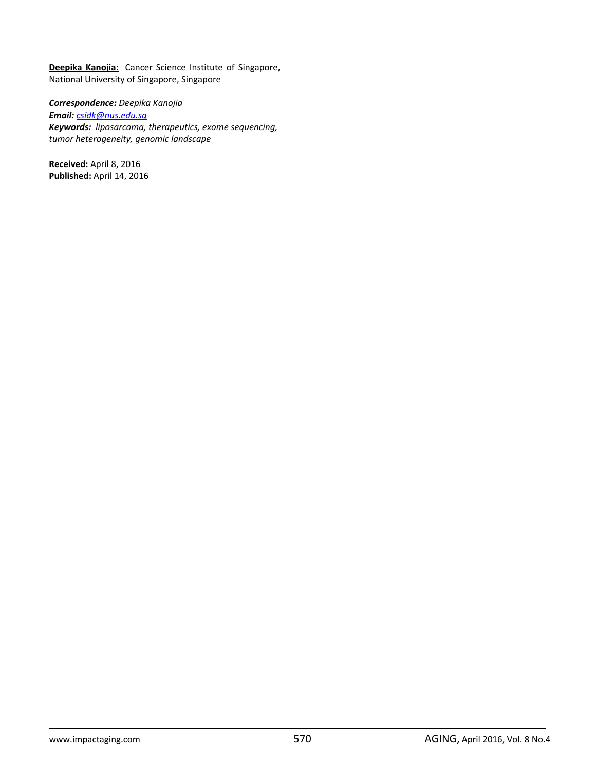**Deepika Kanojia:** Cancer Science Institute of Singapore, National University of Singapore, Singapore

***Correspondence:*** *Deepika Kanojia*
***Email:*** *csidk@nus.edu.sg*
***Keywords:*** *liposarcoma, therapeutics, exome sequencing, tumor heterogeneity, genomic landscape*

**Received:** April 8, 2016
**Published:** April 14, 2016